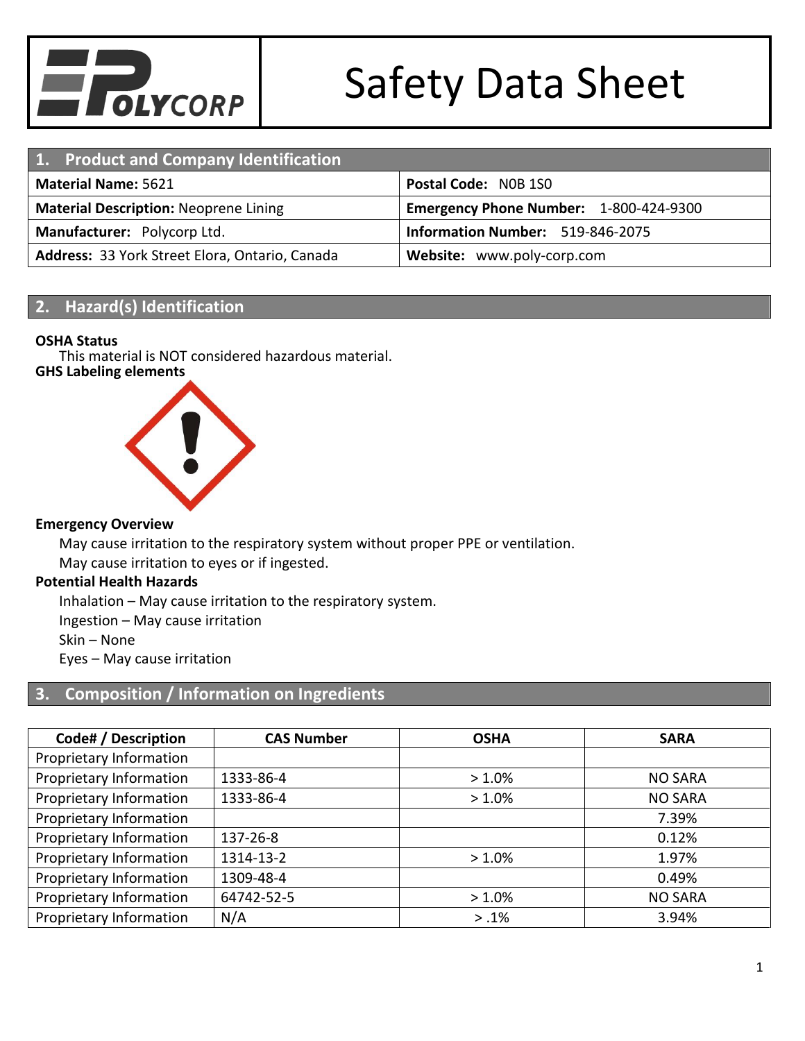# Safety Data Sheet

## 1. Product and Company Identification

| **Material Name:** 5621 | **Postal Code:** N0B 1S0 |
|---|---|
| **Material Description:** Neoprene Lining | **Emergency Phone Number:** 1-800-424-9300 |
| **Manufacturer:** Polycorp Ltd. | **Information Number:** 519-846-2075 |
| **Address:** 33 York Street Elora, Ontario, Canada | **Website:** www.poly-corp.com |

## 2. Hazard(s) Identification

**OSHA Status**

This material is NOT considered hazardous material.

**GHS Labeling elements**

**Emergency Overview**

May cause irritation to the respiratory system without proper PPE or ventilation.

May cause irritation to eyes or if ingested.

**Potential Health Hazards**

Inhalation – May cause irritation to the respiratory system.

Ingestion – May cause irritation

Skin – None

Eyes – May cause irritation

## 3. Composition / Information on Ingredients

| Code# / Description | CAS Number | OSHA | SARA |
|---|---|---|---|
| Proprietary Information | | | |
| Proprietary Information | 1333-86-4 | > 1.0% | NO SARA |
| Proprietary Information | 1333-86-4 | > 1.0% | NO SARA |
| Proprietary Information | | | 7.39% |
| Proprietary Information | 137-26-8 | | 0.12% |
| Proprietary Information | 1314-13-2 | > 1.0% | 1.97% |
| Proprietary Information | 1309-48-4 | | 0.49% |
| Proprietary Information | 64742-52-5 | > 1.0% | NO SARA |
| Proprietary Information | N/A | > .1% | 3.94% |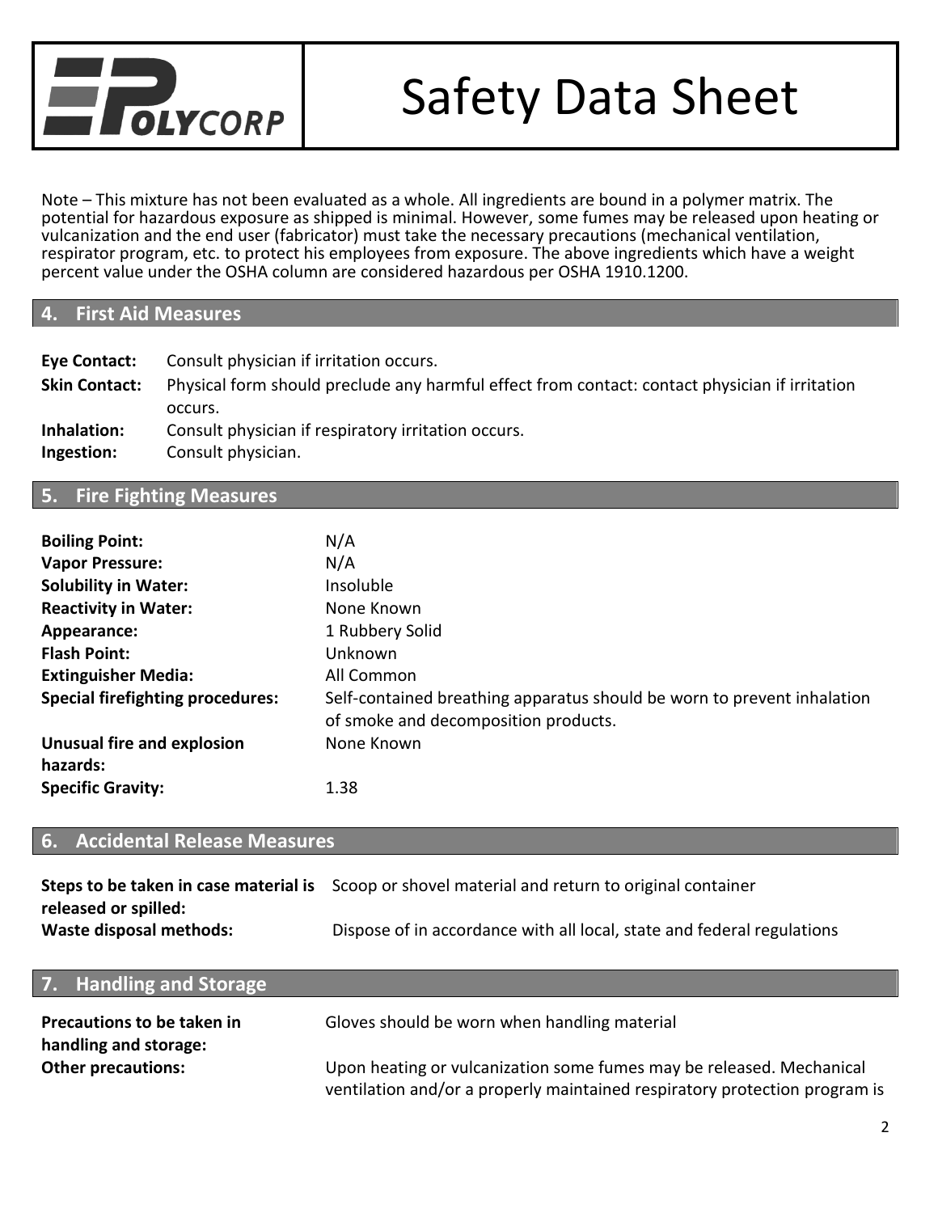Note – This mixture has not been evaluated as a whole. All ingredients are bound in a polymer matrix. The potential for hazardous exposure as shipped is minimal. However, some fumes may be released upon heating or vulcanization and the end user (fabricator) must take the necessary precautions (mechanical ventilation, respirator program, etc. to protect his employees from exposure. The above ingredients which have a weight percent value under the OSHA column are considered hazardous per OSHA 1910.1200.

## 4. First Aid Measures

**Eye Contact:** Consult physician if irritation occurs.

**Skin Contact:** Physical form should preclude any harmful effect from contact: contact physician if irritation occurs.

**Inhalation:** Consult physician if respiratory irritation occurs.

**Ingestion:** Consult physician.

## 5. Fire Fighting Measures

| | |
|---|---|
| **Boiling Point:** | N/A |
| **Vapor Pressure:** | N/A |
| **Solubility in Water:** | Insoluble |
| **Reactivity in Water:** | None Known |
| **Appearance:** | 1 Rubbery Solid |
| **Flash Point:** | Unknown |
| **Extinguisher Media:** | All Common |
| **Special firefighting procedures:** | Self-contained breathing apparatus should be worn to prevent inhalation of smoke and decomposition products. |
| **Unusual fire and explosion hazards:** | None Known |
| **Specific Gravity:** | 1.38 |

## 6. Accidental Release Measures

| | |
|---|---|
| **Steps to be taken in case material is released or spilled:** | Scoop or shovel material and return to original container |
| **Waste disposal methods:** | Dispose of in accordance with all local, state and federal regulations |

## 7. Handling and Storage

| | |
|---|---|
| **Precautions to be taken in handling and storage:** | Gloves should be worn when handling material |
| **Other precautions:** | Upon heating or vulcanization some fumes may be released. Mechanical ventilation and/or a properly maintained respiratory protection program is |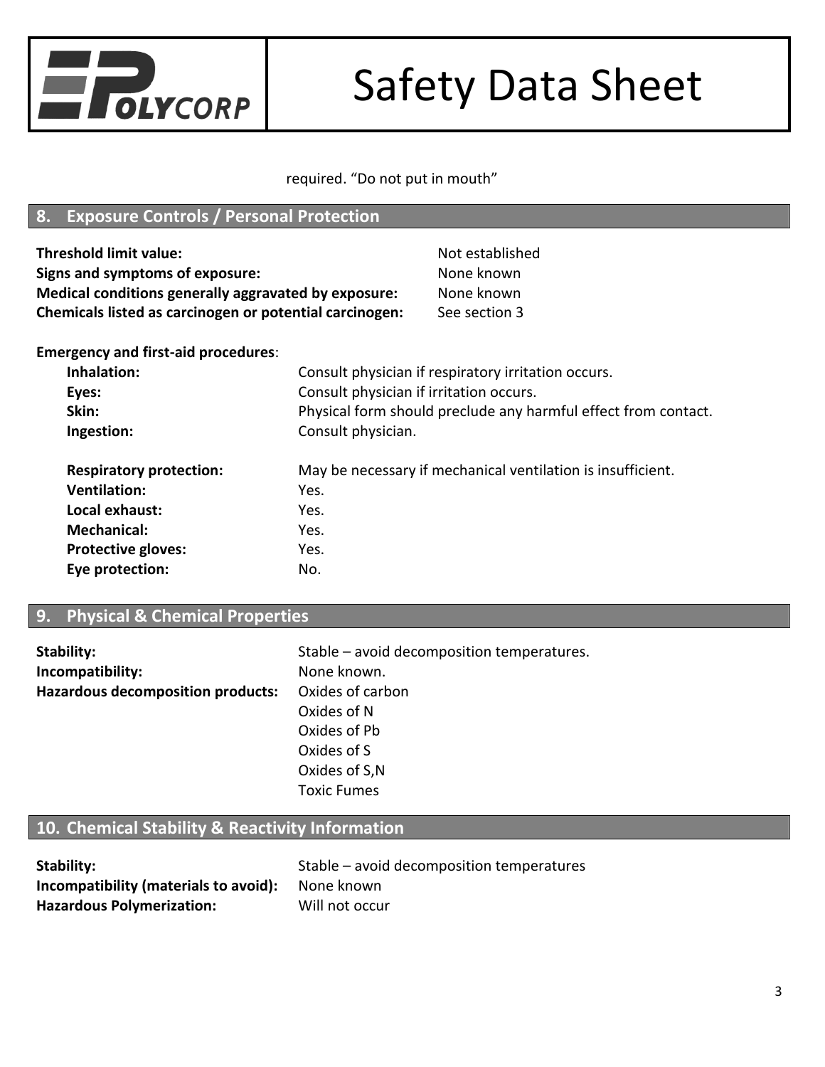required. "Do not put in mouth"

## 8. Exposure Controls / Personal Protection

**Threshold limit value:** Not established
**Signs and symptoms of exposure:** None known
**Medical conditions generally aggravated by exposure:** None known
**Chemicals listed as carcinogen or potential carcinogen:** See section 3

**Emergency and first-aid procedures**:

- **Inhalation:** Consult physician if respiratory irritation occurs.
- **Eyes:** Consult physician if irritation occurs.
- **Skin:** Physical form should preclude any harmful effect from contact.
- **Ingestion:** Consult physician.

- **Respiratory protection:** May be necessary if mechanical ventilation is insufficient.
- **Ventilation:** Yes.
- **Local exhaust:** Yes.
- **Mechanical:** Yes.
- **Protective gloves:** Yes.
- **Eye protection:** No.

## 9. Physical & Chemical Properties

**Stability:** Stable – avoid decomposition temperatures.
**Incompatibility:** None known.
**Hazardous decomposition products:** Oxides of carbon
Oxides of N
Oxides of Pb
Oxides of S
Oxides of S,N
Toxic Fumes

## 10. Chemical Stability & Reactivity Information

**Stability:** Stable – avoid decomposition temperatures
**Incompatibility (materials to avoid):** None known
**Hazardous Polymerization:** Will not occur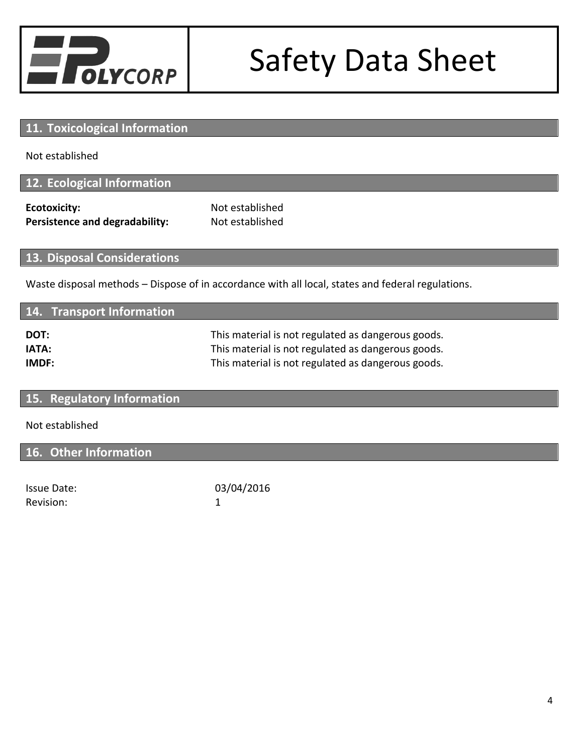# Safety Data Sheet

## 11. Toxicological Information

Not established

## 12. Ecological Information

**Ecotoxicity:** Not established
**Persistence and degradability:** Not established

## 13. Disposal Considerations

Waste disposal methods – Dispose of in accordance with all local, states and federal regulations.

## 14. Transport Information

**DOT:** This material is not regulated as dangerous goods.
**IATA:** This material is not regulated as dangerous goods.
**IMDF:** This material is not regulated as dangerous goods.

## 15. Regulatory Information

Not established

## 16. Other Information

Issue Date: 03/04/2016
Revision: 1